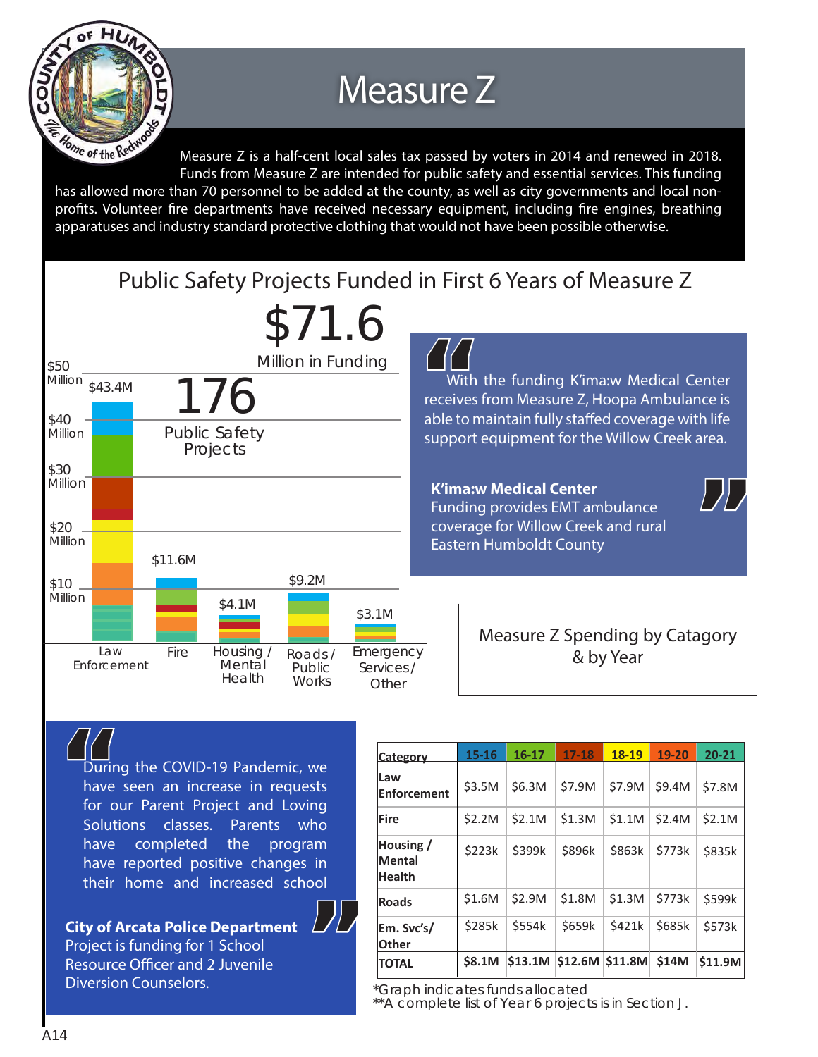# Measure Z

Measure Z is a half-cent local sales tax passed by voters in 2014 and renewed in 2018. Funds from Measure Z are intended for public safety and essential services. This funding has allowed more than 70 personnel to be added at the county, as well as city governments and local non-profits. Volunteer fire departments have received necessary equipment, including fire engines, breathing apparatuses and industry standard protective clothing that would not have been possible otherwise.

## Public Safety Projects Funded in First 6 Years of Measure Z

**$71.6** Million in Funding

**176** Public Safety Projects

| Category | Funding |
|---|---|
| Law Enforcement | $43.4M |
| Fire | $11.6M |
| Housing / Mental Health | $4.1M |
| Roads / Public Works | $9.2M |
| Emergency Services / Other | $3.1M |

> "With the funding K'ima:w Medical Center receives from Measure Z, Hoopa Ambulance is able to maintain fully staffed coverage with life support equipment for the Willow Creek area."

**K'ima:w Medical Center**
Funding provides EMT ambulance coverage for Willow Creek and rural Eastern Humboldt County

> "During the COVID-19 Pandemic, we have seen an increase in requests for our Parent Project and Loving Solutions classes. Parents who have completed the program have reported positive changes in their home and increased school"

**City of Arcata Police Department**
Project is funding for 1 School Resource Officer and 2 Juvenile Diversion Counselors.

### Measure Z Spending by Catagory & by Year

| Category | 15-16 | 16-17 | 17-18 | 18-19 | 19-20 | 20-21 |
|---|---|---|---|---|---|---|
| Law Enforcement | $3.5M | $6.3M | $7.9M | $7.9M | $9.4M | $7.8M |
| Fire | $2.2M | $2.1M | $1.3M | $1.1M | $2.4M | $2.1M |
| Housing / Mental Health | $223k | $399k | $896k | $863k | $773k | $835k |
| Roads | $1.6M | $2.9M | $1.8M | $1.3M | $773k | $599k |
| Em. Svc's/ Other | $285k | $554k | $659k | $421k | $685k | $573k |
| TOTAL | $8.1M | $13.1M | $12.6M | $11.8M | $14M | $11.9M |

*Graph indicates funds allocated
**A complete list of Year 6 projects is in Section J.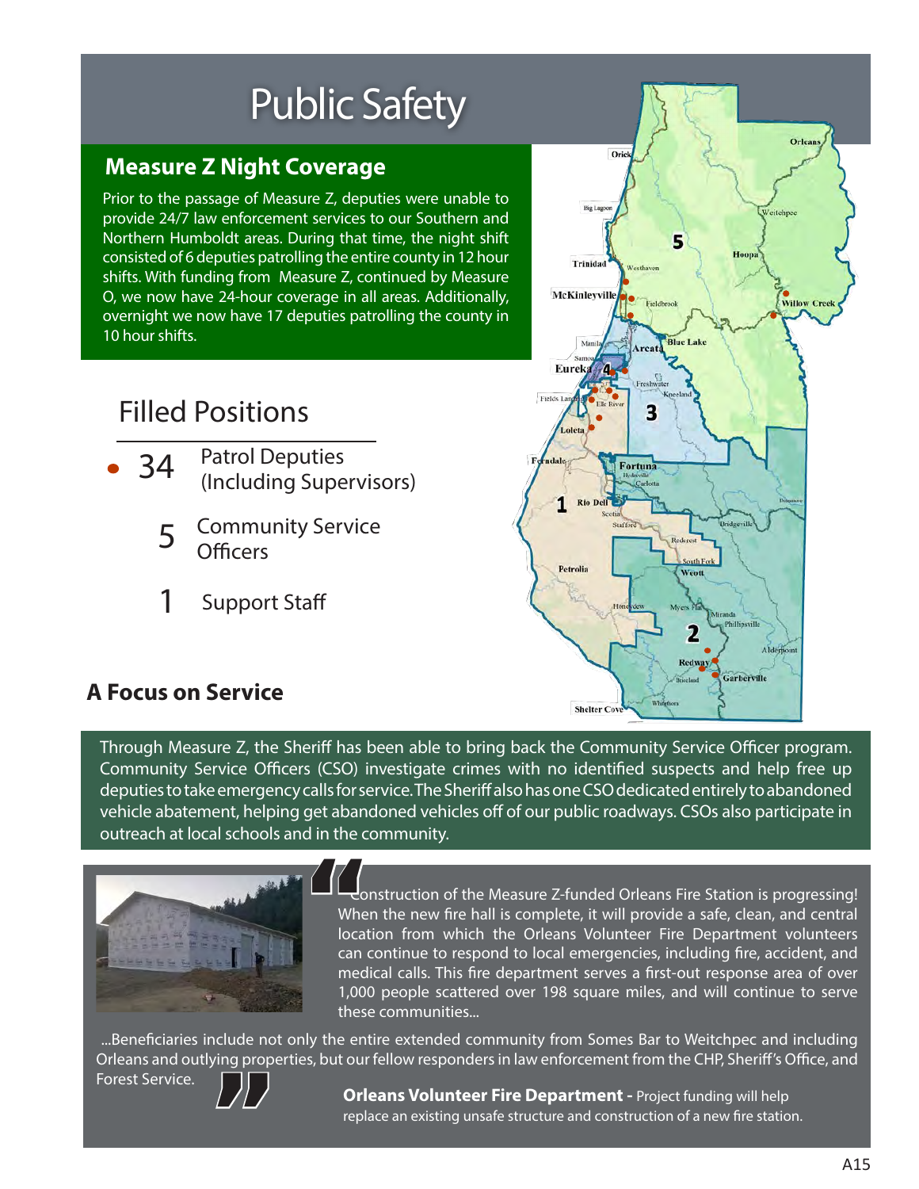# Public Safety

## Measure Z Night Coverage

Prior to the passage of Measure Z, deputies were unable to provide 24/7 law enforcement services to our Southern and Northern Humboldt areas. During that time, the night shift consisted of 6 deputies patrolling the entire county in 12 hour shifts. With funding from Measure Z, continued by Measure O, we now have 24-hour coverage in all areas. Additionally, overnight we now have 17 deputies patrolling the county in 10 hour shifts.

## Filled Positions

- 34 Patrol Deputies (Including Supervisors)
- 5 Community Service Officers
- 1 Support Staff

## A Focus on Service

Through Measure Z, the Sheriff has been able to bring back the Community Service Officer program. Community Service Officers (CSO) investigate crimes with no identified suspects and help free up deputies to take emergency calls for service. The Sheriff also has one CSO dedicated entirely to abandoned vehicle abatement, helping get abandoned vehicles off of our public roadways. CSOs also participate in outreach at local schools and in the community.

"Construction of the Measure Z-funded Orleans Fire Station is progressing! When the new fire hall is complete, it will provide a safe, clean, and central location from which the Orleans Volunteer Fire Department volunteers can continue to respond to local emergencies, including fire, accident, and medical calls. This fire department serves a first-out response area of over 1,000 people scattered over 198 square miles, and will continue to serve these communities...

...Beneficiaries include not only the entire extended community from Somes Bar to Weitchpec and including Orleans and outlying properties, but our fellow responders in law enforcement from the CHP, Sheriff's Office, and Forest Service."

**Orleans Volunteer Fire Department -** Project funding will help replace an existing unsafe structure and construction of a new fire station.